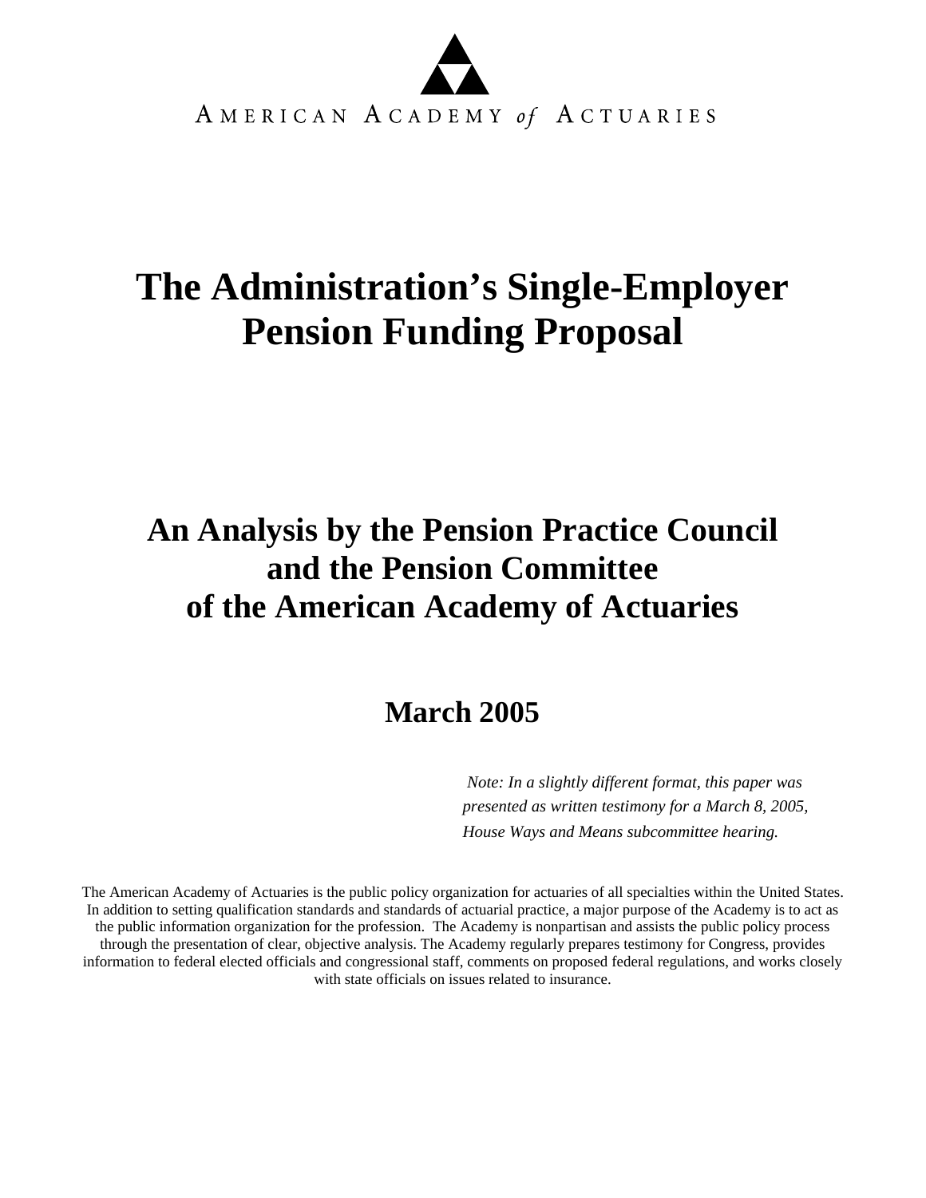AMERICAN ACADEMY *of* ACTUARIES

# The Administration's Single-Employer Pension Funding Proposal

## An Analysis by the Pension Practice Council and the Pension Committee of the American Academy of Actuaries

## March 2005

*Note: In a slightly different format, this paper was presented as written testimony for a March 8, 2005, House Ways and Means subcommittee hearing.*

The American Academy of Actuaries is the public policy organization for actuaries of all specialties within the United States. In addition to setting qualification standards and standards of actuarial practice, a major purpose of the Academy is to act as the public information organization for the profession. The Academy is nonpartisan and assists the public policy process through the presentation of clear, objective analysis. The Academy regularly prepares testimony for Congress, provides information to federal elected officials and congressional staff, comments on proposed federal regulations, and works closely with state officials on issues related to insurance.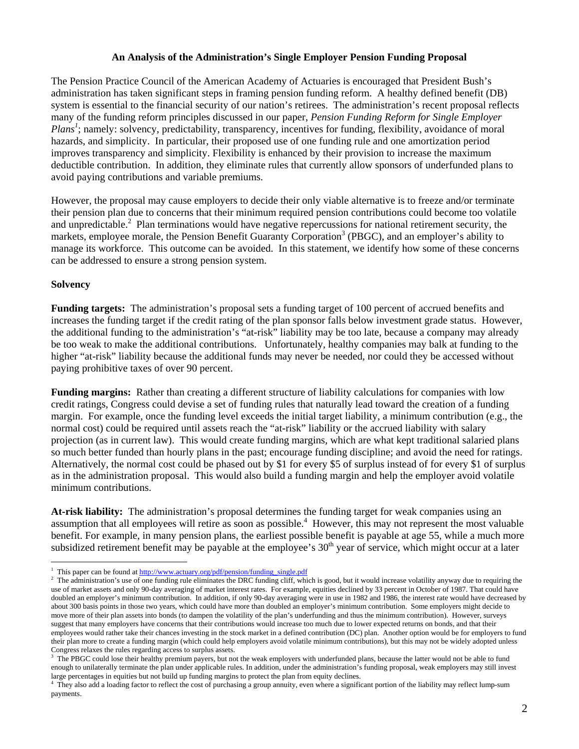**An Analysis of the Administration's Single Employer Pension Funding Proposal**

The Pension Practice Council of the American Academy of Actuaries is encouraged that President Bush's administration has taken significant steps in framing pension funding reform. A healthy defined benefit (DB) system is essential to the financial security of our nation's retirees. The administration's recent proposal reflects many of the funding reform principles discussed in our paper, *Pension Funding Reform for Single Employer Plans*[1]; namely: solvency, predictability, transparency, incentives for funding, flexibility, avoidance of moral hazards, and simplicity. In particular, their proposed use of one funding rule and one amortization period improves transparency and simplicity. Flexibility is enhanced by their provision to increase the maximum deductible contribution. In addition, they eliminate rules that currently allow sponsors of underfunded plans to avoid paying contributions and variable premiums.

However, the proposal may cause employers to decide their only viable alternative is to freeze and/or terminate their pension plan due to concerns that their minimum required pension contributions could become too volatile and unpredictable.[2] Plan terminations would have negative repercussions for national retirement security, the markets, employee morale, the Pension Benefit Guaranty Corporation[3] (PBGC), and an employer's ability to manage its workforce. This outcome can be avoided. In this statement, we identify how some of these concerns can be addressed to ensure a strong pension system.

**Solvency**

**Funding targets:** The administration's proposal sets a funding target of 100 percent of accrued benefits and increases the funding target if the credit rating of the plan sponsor falls below investment grade status. However, the additional funding to the administration's "at-risk" liability may be too late, because a company may already be too weak to make the additional contributions. Unfortunately, healthy companies may balk at funding to the higher "at-risk" liability because the additional funds may never be needed, nor could they be accessed without paying prohibitive taxes of over 90 percent.

**Funding margins:** Rather than creating a different structure of liability calculations for companies with low credit ratings, Congress could devise a set of funding rules that naturally lead toward the creation of a funding margin. For example, once the funding level exceeds the initial target liability, a minimum contribution (e.g., the normal cost) could be required until assets reach the "at-risk" liability or the accrued liability with salary projection (as in current law). This would create funding margins, which are what kept traditional salaried plans so much better funded than hourly plans in the past; encourage funding discipline; and avoid the need for ratings. Alternatively, the normal cost could be phased out by $1 for every $5 of surplus instead of for every $1 of surplus as in the administration proposal. This would also build a funding margin and help the employer avoid volatile minimum contributions.

**At-risk liability:** The administration's proposal determines the funding target for weak companies using an assumption that all employees will retire as soon as possible.[4] However, this may not represent the most valuable benefit. For example, in many pension plans, the earliest possible benefit is payable at age 55, while a much more subsidized retirement benefit may be payable at the employee's 30th year of service, which might occur at a later

---

[1] This paper can be found at http://www.actuary.org/pdf/pension/funding_single.pdf

[2] The administration's use of one funding rule eliminates the DRC funding cliff, which is good, but it would increase volatility anyway due to requiring the use of market assets and only 90-day averaging of market interest rates. For example, equities declined by 33 percent in October of 1987. That could have doubled an employer's minimum contribution. In addition, if only 90-day averaging were in use in 1982 and 1986, the interest rate would have decreased by about 300 basis points in those two years, which could have more than doubled an employer's minimum contribution. Some employers might decide to move more of their plan assets into bonds (to dampen the volatility of the plan's underfunding and thus the minimum contribution). However, surveys suggest that many employers have concerns that their contributions would increase too much due to lower expected returns on bonds, and that their employees would rather take their chances investing in the stock market in a defined contribution (DC) plan. Another option would be for employers to fund their plan more to create a funding margin (which could help employers avoid volatile minimum contributions), but this may not be widely adopted unless Congress relaxes the rules regarding access to surplus assets.

[3] The PBGC could lose their healthy premium payers, but not the weak employers with underfunded plans, because the latter would not be able to fund enough to unilaterally terminate the plan under applicable rules. In addition, under the administration's funding proposal, weak employers may still invest large percentages in equities but not build up funding margins to protect the plan from equity declines.

[4] They also add a loading factor to reflect the cost of purchasing a group annuity, even where a significant portion of the liability may reflect lump-sum payments.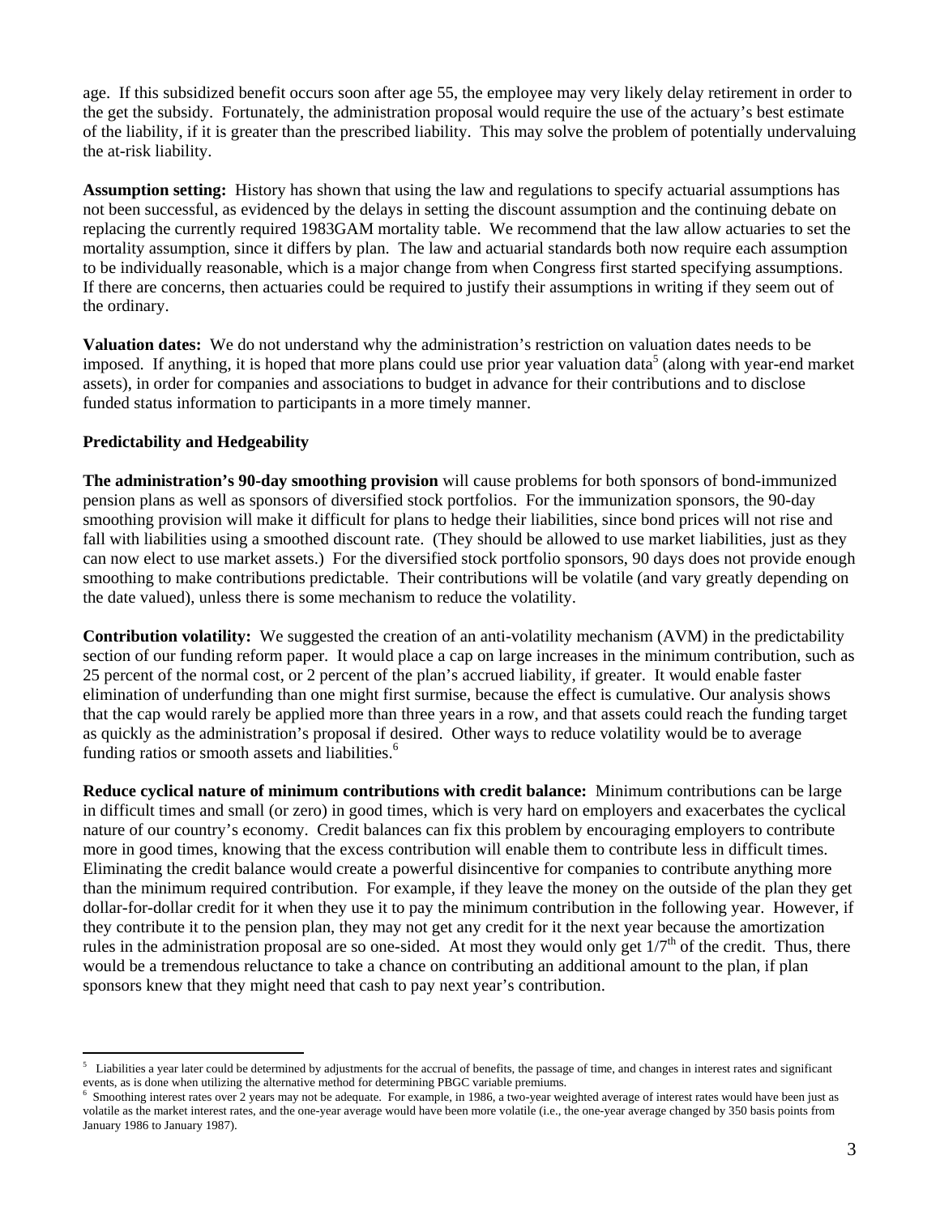age. If this subsidized benefit occurs soon after age 55, the employee may very likely delay retirement in order to the get the subsidy. Fortunately, the administration proposal would require the use of the actuary's best estimate of the liability, if it is greater than the prescribed liability. This may solve the problem of potentially undervaluing the at-risk liability.

**Assumption setting:** History has shown that using the law and regulations to specify actuarial assumptions has not been successful, as evidenced by the delays in setting the discount assumption and the continuing debate on replacing the currently required 1983GAM mortality table. We recommend that the law allow actuaries to set the mortality assumption, since it differs by plan. The law and actuarial standards both now require each assumption to be individually reasonable, which is a major change from when Congress first started specifying assumptions. If there are concerns, then actuaries could be required to justify their assumptions in writing if they seem out of the ordinary.

**Valuation dates:** We do not understand why the administration's restriction on valuation dates needs to be imposed. If anything, it is hoped that more plans could use prior year valuation data[5] (along with year-end market assets), in order for companies and associations to budget in advance for their contributions and to disclose funded status information to participants in a more timely manner.

**Predictability and Hedgeability**

**The administration's 90-day smoothing provision** will cause problems for both sponsors of bond-immunized pension plans as well as sponsors of diversified stock portfolios. For the immunization sponsors, the 90-day smoothing provision will make it difficult for plans to hedge their liabilities, since bond prices will not rise and fall with liabilities using a smoothed discount rate. (They should be allowed to use market liabilities, just as they can now elect to use market assets.) For the diversified stock portfolio sponsors, 90 days does not provide enough smoothing to make contributions predictable. Their contributions will be volatile (and vary greatly depending on the date valued), unless there is some mechanism to reduce the volatility.

**Contribution volatility:** We suggested the creation of an anti-volatility mechanism (AVM) in the predictability section of our funding reform paper. It would place a cap on large increases in the minimum contribution, such as 25 percent of the normal cost, or 2 percent of the plan's accrued liability, if greater. It would enable faster elimination of underfunding than one might first surmise, because the effect is cumulative. Our analysis shows that the cap would rarely be applied more than three years in a row, and that assets could reach the funding target as quickly as the administration's proposal if desired. Other ways to reduce volatility would be to average funding ratios or smooth assets and liabilities.[6]

**Reduce cyclical nature of minimum contributions with credit balance:** Minimum contributions can be large in difficult times and small (or zero) in good times, which is very hard on employers and exacerbates the cyclical nature of our country's economy. Credit balances can fix this problem by encouraging employers to contribute more in good times, knowing that the excess contribution will enable them to contribute less in difficult times. Eliminating the credit balance would create a powerful disincentive for companies to contribute anything more than the minimum required contribution. For example, if they leave the money on the outside of the plan they get dollar-for-dollar credit for it when they use it to pay the minimum contribution in the following year. However, if they contribute it to the pension plan, they may not get any credit for it the next year because the amortization rules in the administration proposal are so one-sided. At most they would only get 1/7th of the credit. Thus, there would be a tremendous reluctance to take a chance on contributing an additional amount to the plan, if plan sponsors knew that they might need that cash to pay next year's contribution.

---

[5] Liabilities a year later could be determined by adjustments for the accrual of benefits, the passage of time, and changes in interest rates and significant events, as is done when utilizing the alternative method for determining PBGC variable premiums.

[6] Smoothing interest rates over 2 years may not be adequate. For example, in 1986, a two-year weighted average of interest rates would have been just as volatile as the market interest rates, and the one-year average would have been more volatile (i.e., the one-year average changed by 350 basis points from January 1986 to January 1987).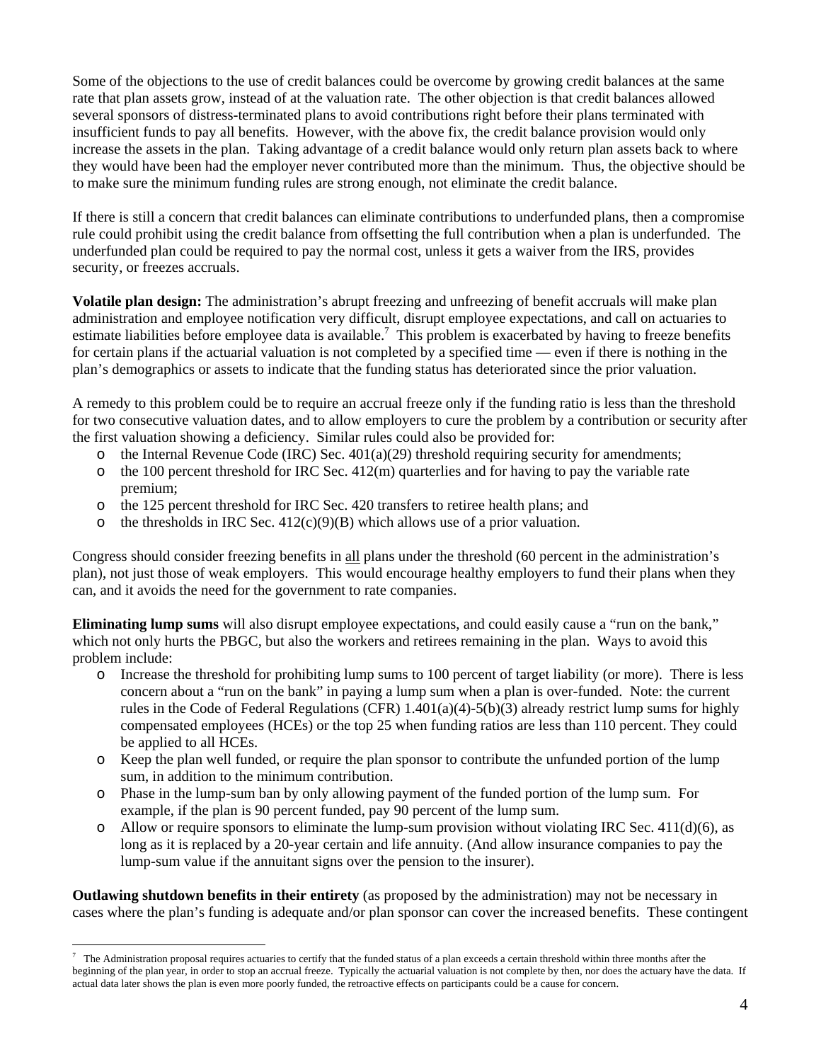Some of the objections to the use of credit balances could be overcome by growing credit balances at the same rate that plan assets grow, instead of at the valuation rate. The other objection is that credit balances allowed several sponsors of distress-terminated plans to avoid contributions right before their plans terminated with insufficient funds to pay all benefits. However, with the above fix, the credit balance provision would only increase the assets in the plan. Taking advantage of a credit balance would only return plan assets back to where they would have been had the employer never contributed more than the minimum. Thus, the objective should be to make sure the minimum funding rules are strong enough, not eliminate the credit balance.

If there is still a concern that credit balances can eliminate contributions to underfunded plans, then a compromise rule could prohibit using the credit balance from offsetting the full contribution when a plan is underfunded. The underfunded plan could be required to pay the normal cost, unless it gets a waiver from the IRS, provides security, or freezes accruals.

**Volatile plan design:** The administration's abrupt freezing and unfreezing of benefit accruals will make plan administration and employee notification very difficult, disrupt employee expectations, and call on actuaries to estimate liabilities before employee data is available.[7] This problem is exacerbated by having to freeze benefits for certain plans if the actuarial valuation is not completed by a specified time — even if there is nothing in the plan's demographics or assets to indicate that the funding status has deteriorated since the prior valuation.

A remedy to this problem could be to require an accrual freeze only if the funding ratio is less than the threshold for two consecutive valuation dates, and to allow employers to cure the problem by a contribution or security after the first valuation showing a deficiency. Similar rules could also be provided for:

- the Internal Revenue Code (IRC) Sec. 401(a)(29) threshold requiring security for amendments;
- the 100 percent threshold for IRC Sec. 412(m) quarterlies and for having to pay the variable rate premium;
- the 125 percent threshold for IRC Sec. 420 transfers to retiree health plans; and
- the thresholds in IRC Sec. 412(c)(9)(B) which allows use of a prior valuation.

Congress should consider freezing benefits in <u>all</u> plans under the threshold (60 percent in the administration's plan), not just those of weak employers. This would encourage healthy employers to fund their plans when they can, and it avoids the need for the government to rate companies.

**Eliminating lump sums** will also disrupt employee expectations, and could easily cause a "run on the bank," which not only hurts the PBGC, but also the workers and retirees remaining in the plan. Ways to avoid this problem include:

- Increase the threshold for prohibiting lump sums to 100 percent of target liability (or more). There is less concern about a "run on the bank" in paying a lump sum when a plan is over-funded. Note: the current rules in the Code of Federal Regulations (CFR) 1.401(a)(4)-5(b)(3) already restrict lump sums for highly compensated employees (HCEs) or the top 25 when funding ratios are less than 110 percent. They could be applied to all HCEs.
- Keep the plan well funded, or require the plan sponsor to contribute the unfunded portion of the lump sum, in addition to the minimum contribution.
- Phase in the lump-sum ban by only allowing payment of the funded portion of the lump sum. For example, if the plan is 90 percent funded, pay 90 percent of the lump sum.
- Allow or require sponsors to eliminate the lump-sum provision without violating IRC Sec. 411(d)(6), as long as it is replaced by a 20-year certain and life annuity. (And allow insurance companies to pay the lump-sum value if the annuitant signs over the pension to the insurer).

**Outlawing shutdown benefits in their entirety** (as proposed by the administration) may not be necessary in cases where the plan's funding is adequate and/or plan sponsor can cover the increased benefits. These contingent

[7] The Administration proposal requires actuaries to certify that the funded status of a plan exceeds a certain threshold within three months after the beginning of the plan year, in order to stop an accrual freeze. Typically the actuarial valuation is not complete by then, nor does the actuary have the data. If actual data later shows the plan is even more poorly funded, the retroactive effects on participants could be a cause for concern.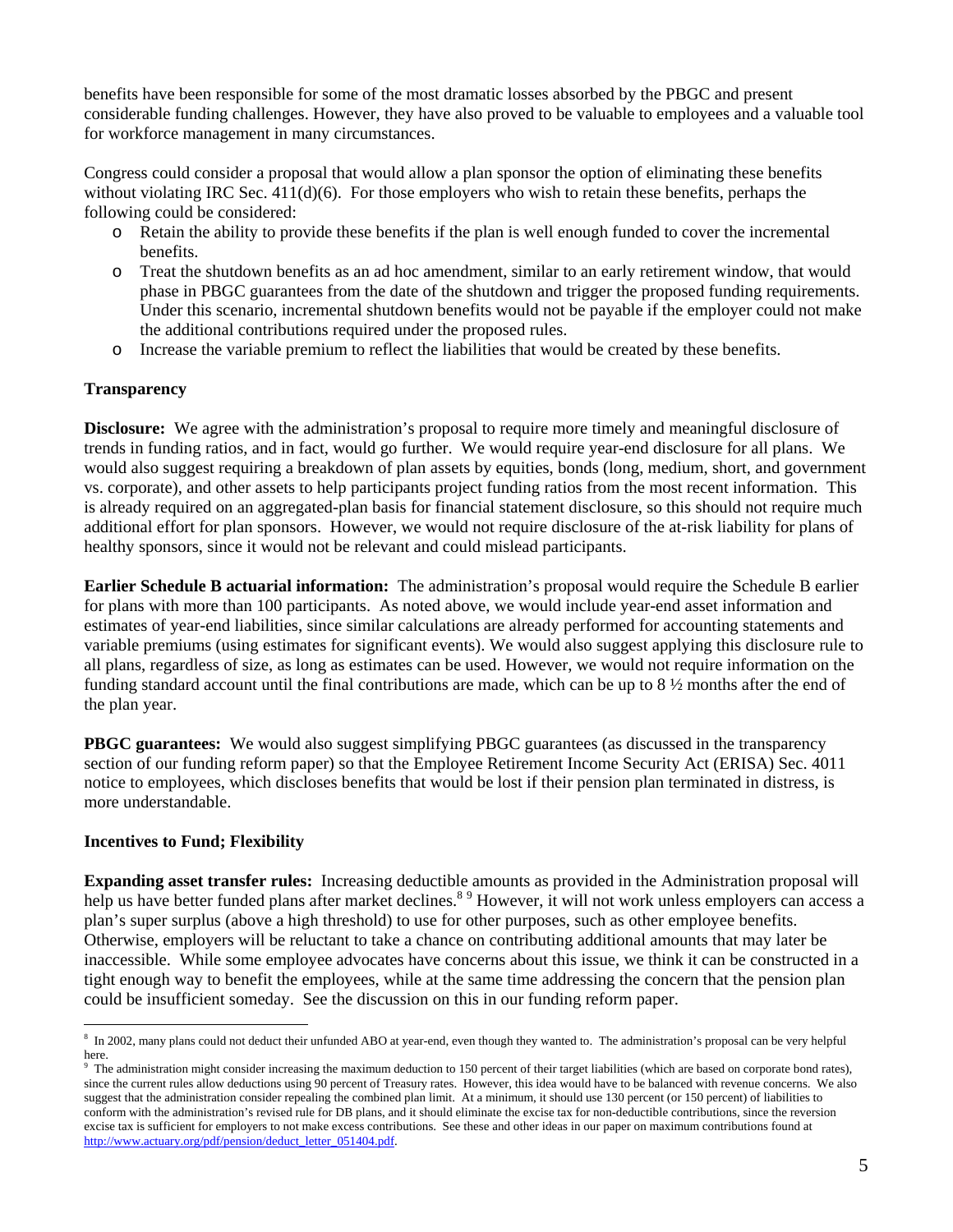benefits have been responsible for some of the most dramatic losses absorbed by the PBGC and present considerable funding challenges. However, they have also proved to be valuable to employees and a valuable tool for workforce management in many circumstances.

Congress could consider a proposal that would allow a plan sponsor the option of eliminating these benefits without violating IRC Sec. 411(d)(6). For those employers who wish to retain these benefits, perhaps the following could be considered:

- Retain the ability to provide these benefits if the plan is well enough funded to cover the incremental benefits.
- Treat the shutdown benefits as an ad hoc amendment, similar to an early retirement window, that would phase in PBGC guarantees from the date of the shutdown and trigger the proposed funding requirements. Under this scenario, incremental shutdown benefits would not be payable if the employer could not make the additional contributions required under the proposed rules.
- Increase the variable premium to reflect the liabilities that would be created by these benefits.

**Transparency**

**Disclosure:** We agree with the administration's proposal to require more timely and meaningful disclosure of trends in funding ratios, and in fact, would go further. We would require year-end disclosure for all plans. We would also suggest requiring a breakdown of plan assets by equities, bonds (long, medium, short, and government vs. corporate), and other assets to help participants project funding ratios from the most recent information. This is already required on an aggregated-plan basis for financial statement disclosure, so this should not require much additional effort for plan sponsors. However, we would not require disclosure of the at-risk liability for plans of healthy sponsors, since it would not be relevant and could mislead participants.

**Earlier Schedule B actuarial information:** The administration's proposal would require the Schedule B earlier for plans with more than 100 participants. As noted above, we would include year-end asset information and estimates of year-end liabilities, since similar calculations are already performed for accounting statements and variable premiums (using estimates for significant events). We would also suggest applying this disclosure rule to all plans, regardless of size, as long as estimates can be used. However, we would not require information on the funding standard account until the final contributions are made, which can be up to 8 ½ months after the end of the plan year.

**PBGC guarantees:** We would also suggest simplifying PBGC guarantees (as discussed in the transparency section of our funding reform paper) so that the Employee Retirement Income Security Act (ERISA) Sec. 4011 notice to employees, which discloses benefits that would be lost if their pension plan terminated in distress, is more understandable.

**Incentives to Fund; Flexibility**

**Expanding asset transfer rules:** Increasing deductible amounts as provided in the Administration proposal will help us have better funded plans after market declines.[8] [9] However, it will not work unless employers can access a plan's super surplus (above a high threshold) to use for other purposes, such as other employee benefits. Otherwise, employers will be reluctant to take a chance on contributing additional amounts that may later be inaccessible. While some employee advocates have concerns about this issue, we think it can be constructed in a tight enough way to benefit the employees, while at the same time addressing the concern that the pension plan could be insufficient someday. See the discussion on this in our funding reform paper.

---

[8] In 2002, many plans could not deduct their unfunded ABO at year-end, even though they wanted to. The administration's proposal can be very helpful here.

[9] The administration might consider increasing the maximum deduction to 150 percent of their target liabilities (which are based on corporate bond rates), since the current rules allow deductions using 90 percent of Treasury rates. However, this idea would have to be balanced with revenue concerns. We also suggest that the administration consider repealing the combined plan limit. At a minimum, it should use 130 percent (or 150 percent) of liabilities to conform with the administration's revised rule for DB plans, and it should eliminate the excise tax for non-deductible contributions, since the reversion excise tax is sufficient for employers to not make excess contributions. See these and other ideas in our paper on maximum contributions found at http://www.actuary.org/pdf/pension/deduct_letter_051404.pdf.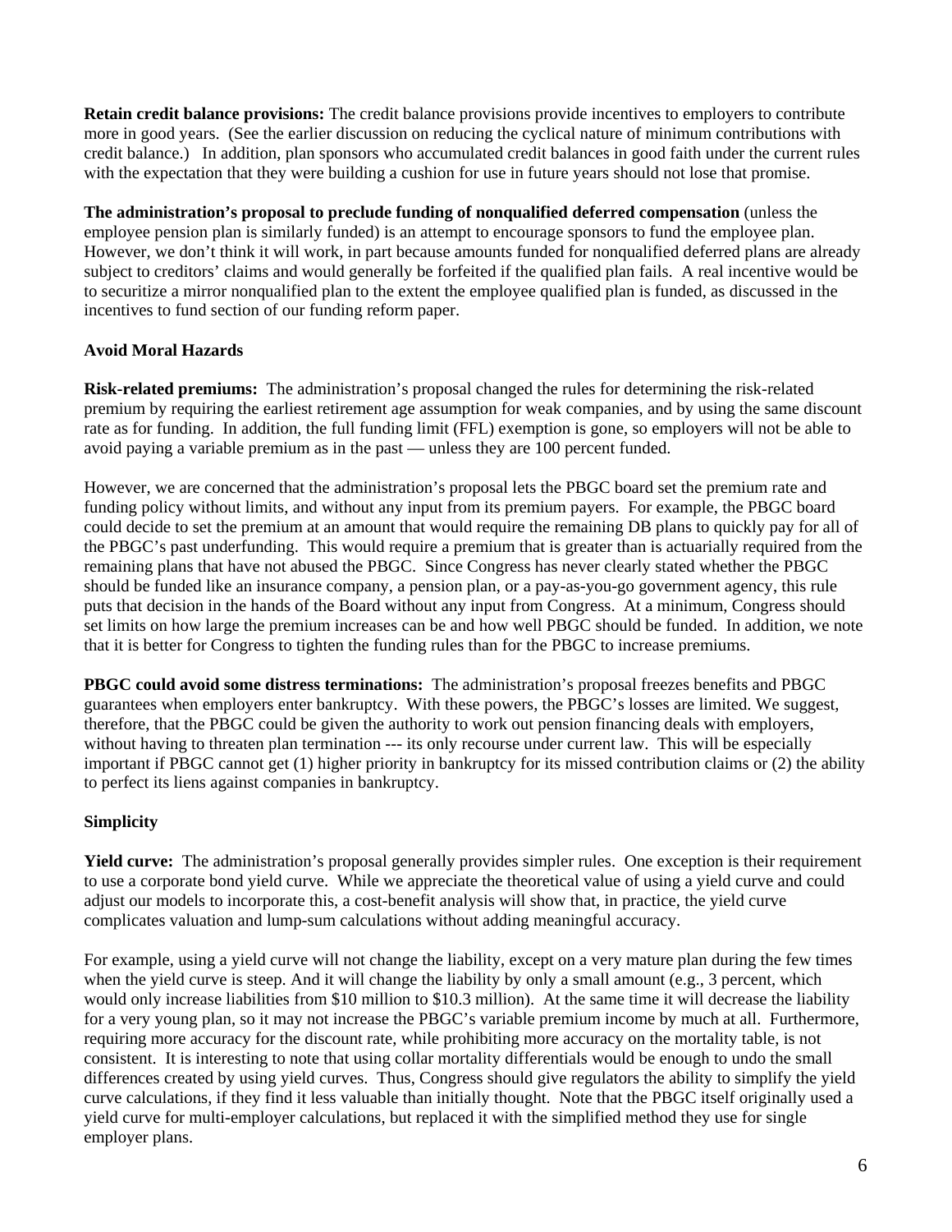**Retain credit balance provisions:** The credit balance provisions provide incentives to employers to contribute more in good years. (See the earlier discussion on reducing the cyclical nature of minimum contributions with credit balance.) In addition, plan sponsors who accumulated credit balances in good faith under the current rules with the expectation that they were building a cushion for use in future years should not lose that promise.

**The administration's proposal to preclude funding of nonqualified deferred compensation** (unless the employee pension plan is similarly funded) is an attempt to encourage sponsors to fund the employee plan. However, we don't think it will work, in part because amounts funded for nonqualified deferred plans are already subject to creditors' claims and would generally be forfeited if the qualified plan fails. A real incentive would be to securitize a mirror nonqualified plan to the extent the employee qualified plan is funded, as discussed in the incentives to fund section of our funding reform paper.

**Avoid Moral Hazards**

**Risk-related premiums:** The administration's proposal changed the rules for determining the risk-related premium by requiring the earliest retirement age assumption for weak companies, and by using the same discount rate as for funding. In addition, the full funding limit (FFL) exemption is gone, so employers will not be able to avoid paying a variable premium as in the past — unless they are 100 percent funded.

However, we are concerned that the administration's proposal lets the PBGC board set the premium rate and funding policy without limits, and without any input from its premium payers. For example, the PBGC board could decide to set the premium at an amount that would require the remaining DB plans to quickly pay for all of the PBGC's past underfunding. This would require a premium that is greater than is actuarially required from the remaining plans that have not abused the PBGC. Since Congress has never clearly stated whether the PBGC should be funded like an insurance company, a pension plan, or a pay-as-you-go government agency, this rule puts that decision in the hands of the Board without any input from Congress. At a minimum, Congress should set limits on how large the premium increases can be and how well PBGC should be funded. In addition, we note that it is better for Congress to tighten the funding rules than for the PBGC to increase premiums.

**PBGC could avoid some distress terminations:** The administration's proposal freezes benefits and PBGC guarantees when employers enter bankruptcy. With these powers, the PBGC's losses are limited. We suggest, therefore, that the PBGC could be given the authority to work out pension financing deals with employers, without having to threaten plan termination --- its only recourse under current law. This will be especially important if PBGC cannot get (1) higher priority in bankruptcy for its missed contribution claims or (2) the ability to perfect its liens against companies in bankruptcy.

**Simplicity**

**Yield curve:** The administration's proposal generally provides simpler rules. One exception is their requirement to use a corporate bond yield curve. While we appreciate the theoretical value of using a yield curve and could adjust our models to incorporate this, a cost-benefit analysis will show that, in practice, the yield curve complicates valuation and lump-sum calculations without adding meaningful accuracy.

For example, using a yield curve will not change the liability, except on a very mature plan during the few times when the yield curve is steep. And it will change the liability by only a small amount (e.g., 3 percent, which would only increase liabilities from $10 million to $10.3 million). At the same time it will decrease the liability for a very young plan, so it may not increase the PBGC's variable premium income by much at all. Furthermore, requiring more accuracy for the discount rate, while prohibiting more accuracy on the mortality table, is not consistent. It is interesting to note that using collar mortality differentials would be enough to undo the small differences created by using yield curves. Thus, Congress should give regulators the ability to simplify the yield curve calculations, if they find it less valuable than initially thought. Note that the PBGC itself originally used a yield curve for multi-employer calculations, but replaced it with the simplified method they use for single employer plans.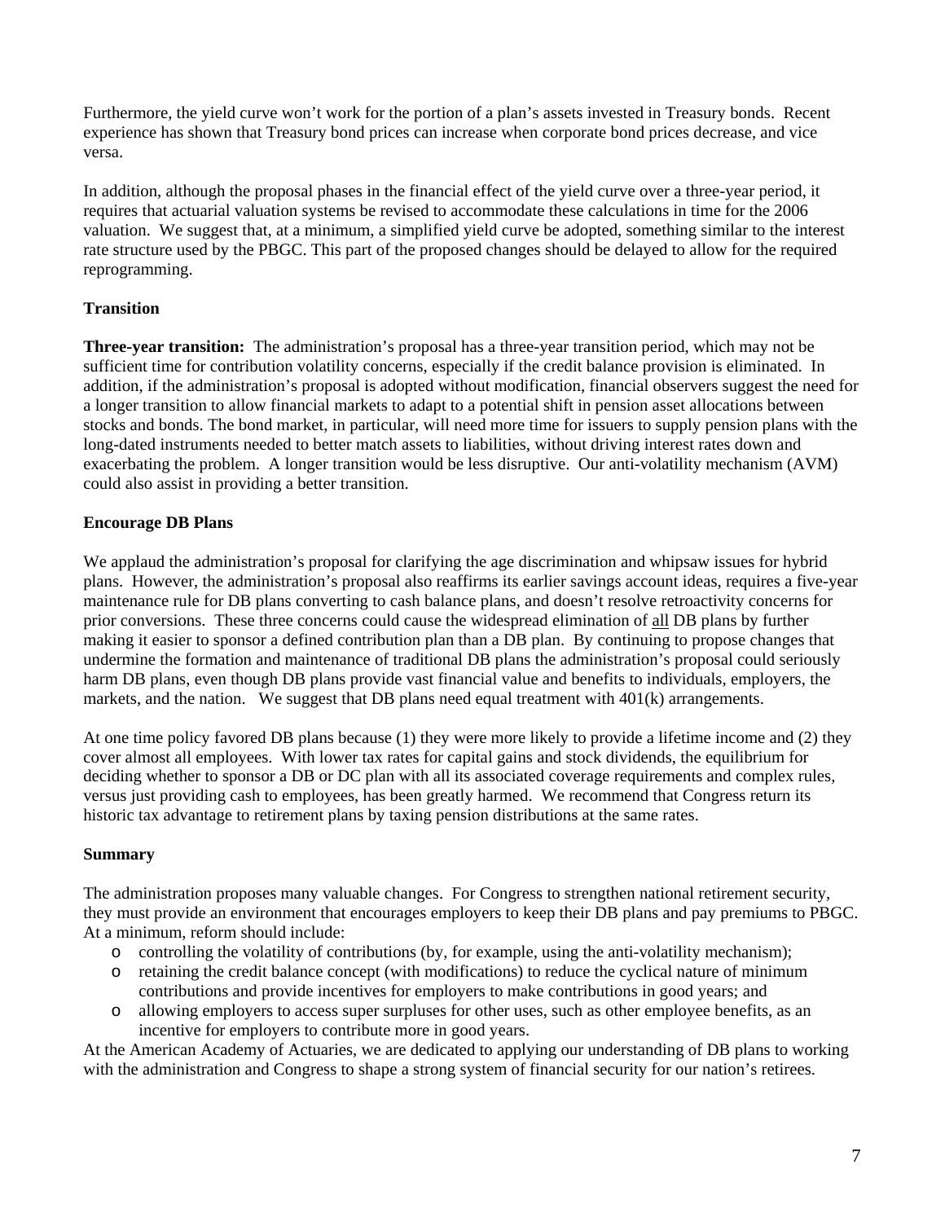Furthermore, the yield curve won't work for the portion of a plan's assets invested in Treasury bonds. Recent experience has shown that Treasury bond prices can increase when corporate bond prices decrease, and vice versa.

In addition, although the proposal phases in the financial effect of the yield curve over a three-year period, it requires that actuarial valuation systems be revised to accommodate these calculations in time for the 2006 valuation. We suggest that, at a minimum, a simplified yield curve be adopted, something similar to the interest rate structure used by the PBGC. This part of the proposed changes should be delayed to allow for the required reprogramming.

**Transition**

**Three-year transition:** The administration's proposal has a three-year transition period, which may not be sufficient time for contribution volatility concerns, especially if the credit balance provision is eliminated. In addition, if the administration's proposal is adopted without modification, financial observers suggest the need for a longer transition to allow financial markets to adapt to a potential shift in pension asset allocations between stocks and bonds. The bond market, in particular, will need more time for issuers to supply pension plans with the long-dated instruments needed to better match assets to liabilities, without driving interest rates down and exacerbating the problem. A longer transition would be less disruptive. Our anti-volatility mechanism (AVM) could also assist in providing a better transition.

**Encourage DB Plans**

We applaud the administration's proposal for clarifying the age discrimination and whipsaw issues for hybrid plans. However, the administration's proposal also reaffirms its earlier savings account ideas, requires a five-year maintenance rule for DB plans converting to cash balance plans, and doesn't resolve retroactivity concerns for prior conversions. These three concerns could cause the widespread elimination of <u>all</u> DB plans by further making it easier to sponsor a defined contribution plan than a DB plan. By continuing to propose changes that undermine the formation and maintenance of traditional DB plans the administration's proposal could seriously harm DB plans, even though DB plans provide vast financial value and benefits to individuals, employers, the markets, and the nation. We suggest that DB plans need equal treatment with 401(k) arrangements.

At one time policy favored DB plans because (1) they were more likely to provide a lifetime income and (2) they cover almost all employees. With lower tax rates for capital gains and stock dividends, the equilibrium for deciding whether to sponsor a DB or DC plan with all its associated coverage requirements and complex rules, versus just providing cash to employees, has been greatly harmed. We recommend that Congress return its historic tax advantage to retirement plans by taxing pension distributions at the same rates.

**Summary**

The administration proposes many valuable changes. For Congress to strengthen national retirement security, they must provide an environment that encourages employers to keep their DB plans and pay premiums to PBGC. At a minimum, reform should include:

- controlling the volatility of contributions (by, for example, using the anti-volatility mechanism);
- retaining the credit balance concept (with modifications) to reduce the cyclical nature of minimum contributions and provide incentives for employers to make contributions in good years; and
- allowing employers to access super surpluses for other uses, such as other employee benefits, as an incentive for employers to contribute more in good years.

At the American Academy of Actuaries, we are dedicated to applying our understanding of DB plans to working with the administration and Congress to shape a strong system of financial security for our nation's retirees.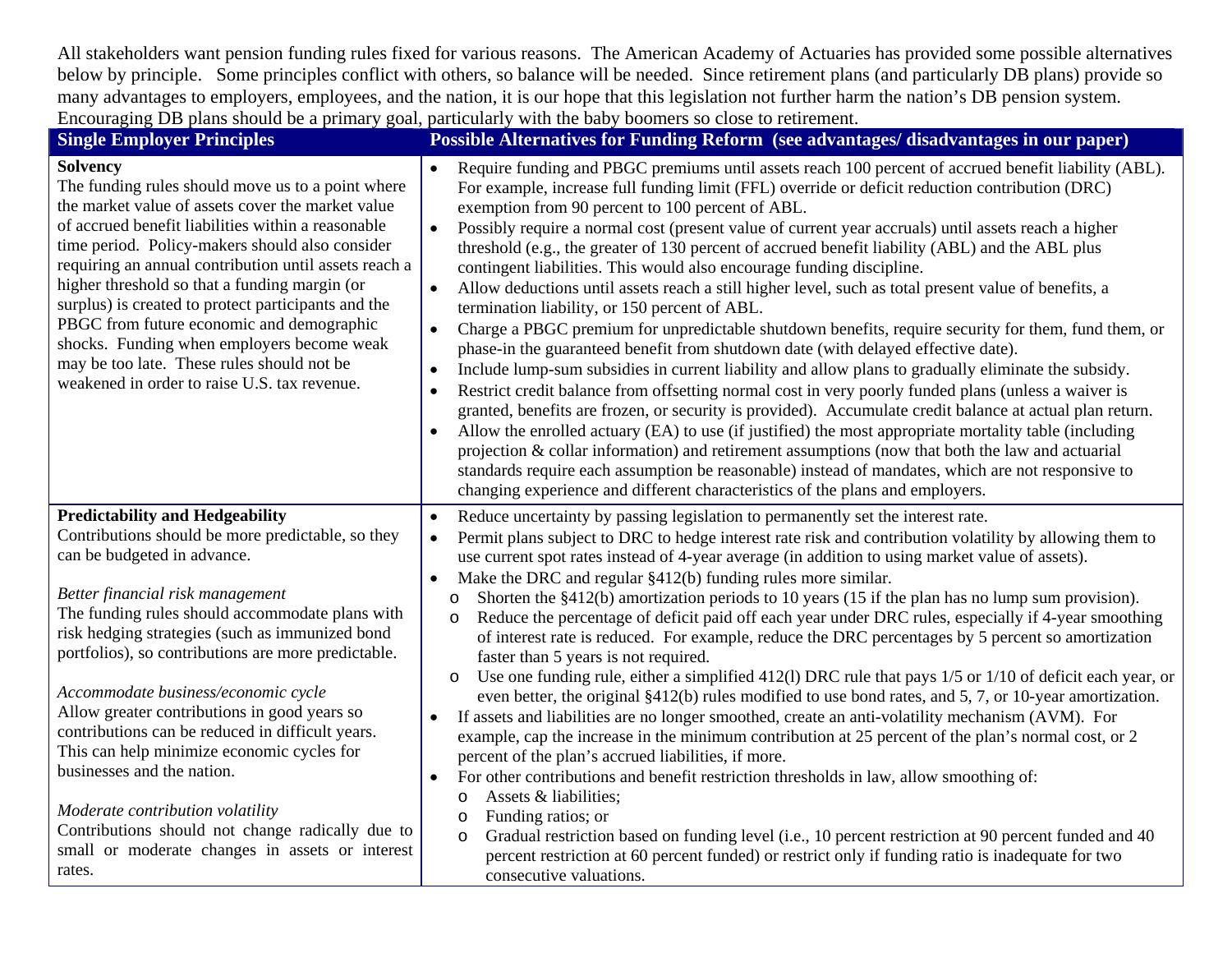All stakeholders want pension funding rules fixed for various reasons. The American Academy of Actuaries has provided some possible alternatives below by principle. Some principles conflict with others, so balance will be needed. Since retirement plans (and particularly DB plans) provide so many advantages to employers, employees, and the nation, it is our hope that this legislation not further harm the nation's DB pension system. Encouraging DB plans should be a primary goal, particularly with the baby boomers so close to retirement.

| Single Employer Principles | Possible Alternatives for Funding Reform (see advantages/ disadvantages in our paper) |
|---|---|
| **Solvency**<br>The funding rules should move us to a point where the market value of assets cover the market value of accrued benefit liabilities within a reasonable time period. Policy-makers should also consider requiring an annual contribution until assets reach a higher threshold so that a funding margin (or surplus) is created to protect participants and the PBGC from future economic and demographic shocks. Funding when employers become weak may be too late. These rules should not be weakened in order to raise U.S. tax revenue. | • Require funding and PBGC premiums until assets reach 100 percent of accrued benefit liability (ABL). For example, increase full funding limit (FFL) override or deficit reduction contribution (DRC) exemption from 90 percent to 100 percent of ABL.<br>• Possibly require a normal cost (present value of current year accruals) until assets reach a higher threshold (e.g., the greater of 130 percent of accrued benefit liability (ABL) and the ABL plus contingent liabilities. This would also encourage funding discipline.<br>• Allow deductions until assets reach a still higher level, such as total present value of benefits, a termination liability, or 150 percent of ABL.<br>• Charge a PBGC premium for unpredictable shutdown benefits, require security for them, fund them, or phase-in the guaranteed benefit from shutdown date (with delayed effective date).<br>• Include lump-sum subsidies in current liability and allow plans to gradually eliminate the subsidy.<br>• Restrict credit balance from offsetting normal cost in very poorly funded plans (unless a waiver is granted, benefits are frozen, or security is provided). Accumulate credit balance at actual plan return.<br>• Allow the enrolled actuary (EA) to use (if justified) the most appropriate mortality table (including projection & collar information) and retirement assumptions (now that both the law and actuarial standards require each assumption be reasonable) instead of mandates, which are not responsive to changing experience and different characteristics of the plans and employers. |
| **Predictability and Hedgeability**<br>Contributions should be more predictable, so they can be budgeted in advance.<br><br>*Better financial risk management*<br>The funding rules should accommodate plans with risk hedging strategies (such as immunized bond portfolios), so contributions are more predictable.<br><br>*Accommodate business/economic cycle*<br>Allow greater contributions in good years so contributions can be reduced in difficult years. This can help minimize economic cycles for businesses and the nation.<br><br>*Moderate contribution volatility*<br>Contributions should not change radically due to small or moderate changes in assets or interest rates. | • Reduce uncertainty by passing legislation to permanently set the interest rate.<br>• Permit plans subject to DRC to hedge interest rate risk and contribution volatility by allowing them to use current spot rates instead of 4-year average (in addition to using market value of assets).<br>• Make the DRC and regular §412(b) funding rules more similar.<br>&nbsp;&nbsp;o Shorten the §412(b) amortization periods to 10 years (15 if the plan has no lump sum provision).<br>&nbsp;&nbsp;o Reduce the percentage of deficit paid off each year under DRC rules, especially if 4-year smoothing of interest rate is reduced. For example, reduce the DRC percentages by 5 percent so amortization faster than 5 years is not required.<br>&nbsp;&nbsp;o Use one funding rule, either a simplified 412(l) DRC rule that pays 1/5 or 1/10 of deficit each year, or even better, the original §412(b) rules modified to use bond rates, and 5, 7, or 10-year amortization.<br>• If assets and liabilities are no longer smoothed, create an anti-volatility mechanism (AVM). For example, cap the increase in the minimum contribution at 25 percent of the plan's normal cost, or 2 percent of the plan's accrued liabilities, if more.<br>• For other contributions and benefit restriction thresholds in law, allow smoothing of:<br>&nbsp;&nbsp;o Assets & liabilities;<br>&nbsp;&nbsp;o Funding ratios; or<br>&nbsp;&nbsp;o Gradual restriction based on funding level (i.e., 10 percent restriction at 90 percent funded and 40 percent restriction at 60 percent funded) or restrict only if funding ratio is inadequate for two consecutive valuations. |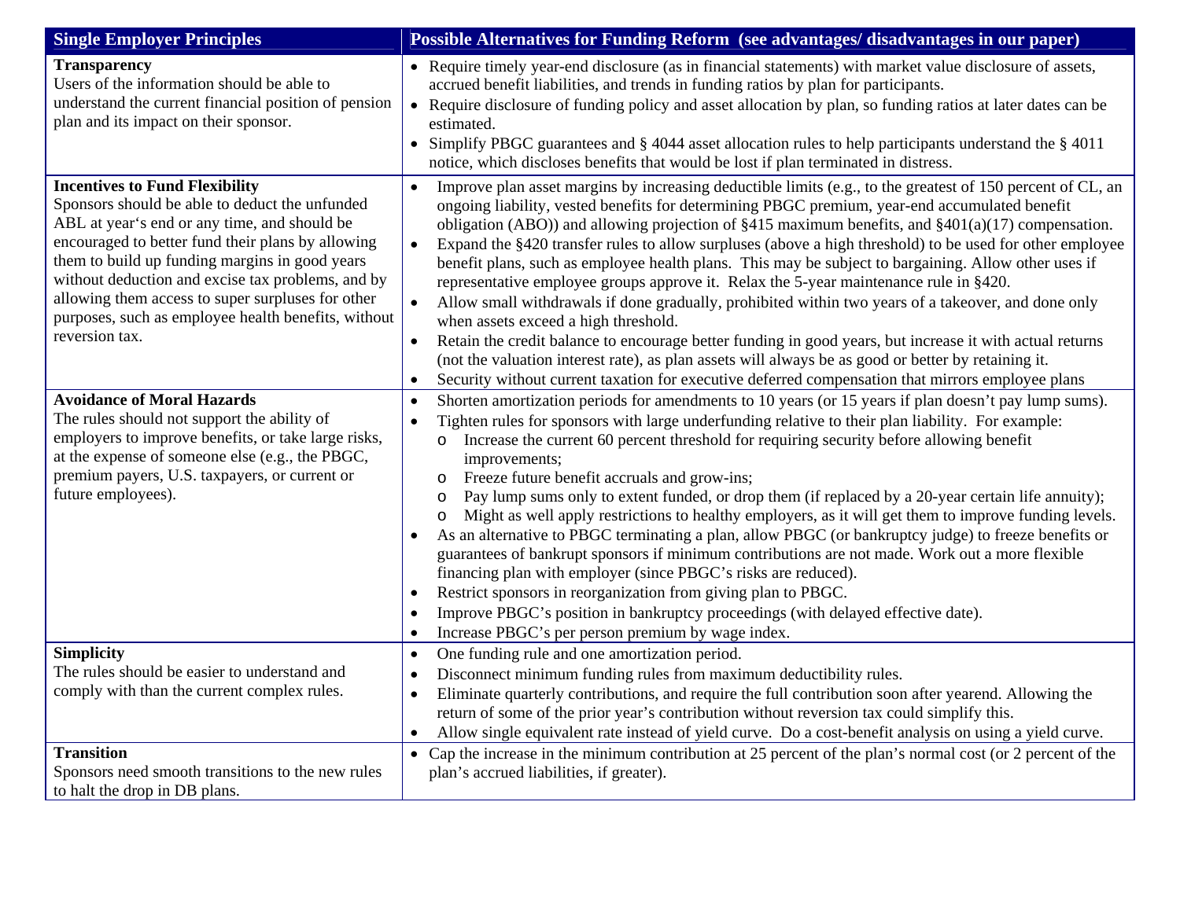| Single Employer Principles | Possible Alternatives for Funding Reform (see advantages/ disadvantages in our paper) |
|---|---|
| **Transparency**<br>Users of the information should be able to understand the current financial position of pension plan and its impact on their sponsor. | • Require timely year-end disclosure (as in financial statements) with market value disclosure of assets, accrued benefit liabilities, and trends in funding ratios by plan for participants.<br>• Require disclosure of funding policy and asset allocation by plan, so funding ratios at later dates can be estimated.<br>• Simplify PBGC guarantees and § 4044 asset allocation rules to help participants understand the § 4011 notice, which discloses benefits that would be lost if plan terminated in distress. |
| **Incentives to Fund Flexibility**<br>Sponsors should be able to deduct the unfunded ABL at year's end or any time, and should be encouraged to better fund their plans by allowing them to build up funding margins in good years without deduction and excise tax problems, and by allowing them access to super surpluses for other purposes, such as employee health benefits, without reversion tax. | • Improve plan asset margins by increasing deductible limits (e.g., to the greatest of 150 percent of CL, an ongoing liability, vested benefits for determining PBGC premium, year-end accumulated benefit obligation (ABO)) and allowing projection of §415 maximum benefits, and §401(a)(17) compensation.<br>• Expand the §420 transfer rules to allow surpluses (above a high threshold) to be used for other employee benefit plans, such as employee health plans. This may be subject to bargaining. Allow other uses if representative employee groups approve it. Relax the 5-year maintenance rule in §420.<br>• Allow small withdrawals if done gradually, prohibited within two years of a takeover, and done only when assets exceed a high threshold.<br>• Retain the credit balance to encourage better funding in good years, but increase it with actual returns (not the valuation interest rate), as plan assets will always be as good or better by retaining it.<br>• Security without current taxation for executive deferred compensation that mirrors employee plans |
| **Avoidance of Moral Hazards**<br>The rules should not support the ability of employers to improve benefits, or take large risks, at the expense of someone else (e.g., the PBGC, premium payers, U.S. taxpayers, or current or future employees). | • Shorten amortization periods for amendments to 10 years (or 15 years if plan doesn't pay lump sums).<br>• Tighten rules for sponsors with large underfunding relative to their plan liability. For example:<br>&nbsp;&nbsp;o Increase the current 60 percent threshold for requiring security before allowing benefit improvements;<br>&nbsp;&nbsp;o Freeze future benefit accruals and grow-ins;<br>&nbsp;&nbsp;o Pay lump sums only to extent funded, or drop them (if replaced by a 20-year certain life annuity);<br>&nbsp;&nbsp;o Might as well apply restrictions to healthy employers, as it will get them to improve funding levels.<br>• As an alternative to PBGC terminating a plan, allow PBGC (or bankruptcy judge) to freeze benefits or guarantees of bankrupt sponsors if minimum contributions are not made. Work out a more flexible financing plan with employer (since PBGC's risks are reduced).<br>• Restrict sponsors in reorganization from giving plan to PBGC.<br>• Improve PBGC's position in bankruptcy proceedings (with delayed effective date).<br>• Increase PBGC's per person premium by wage index. |
| **Simplicity**<br>The rules should be easier to understand and comply with than the current complex rules. | • One funding rule and one amortization period.<br>• Disconnect minimum funding rules from maximum deductibility rules.<br>• Eliminate quarterly contributions, and require the full contribution soon after yearend. Allowing the return of some of the prior year's contribution without reversion tax could simplify this.<br>• Allow single equivalent rate instead of yield curve. Do a cost-benefit analysis on using a yield curve. |
| **Transition**<br>Sponsors need smooth transitions to the new rules to halt the drop in DB plans. | • Cap the increase in the minimum contribution at 25 percent of the plan's normal cost (or 2 percent of the plan's accrued liabilities, if greater). |